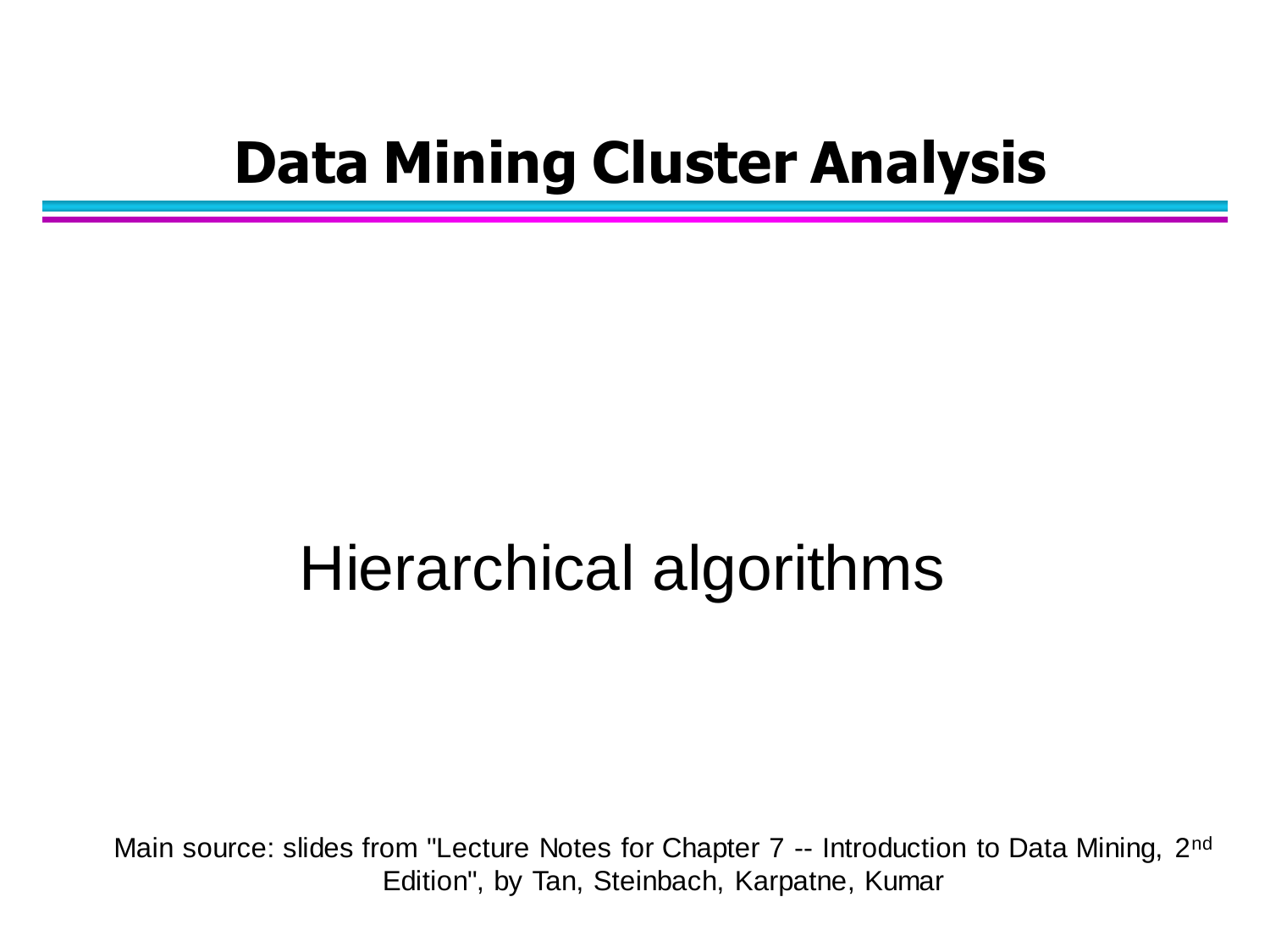# Data Mining Cluster Analysis

## Hierarchical algorithms

Main source: slides from "Lecture Notes for Chapter 7 -- Introduction to Data Mining, 2nd Edition", by Tan, Steinbach, Karpatne, Kumar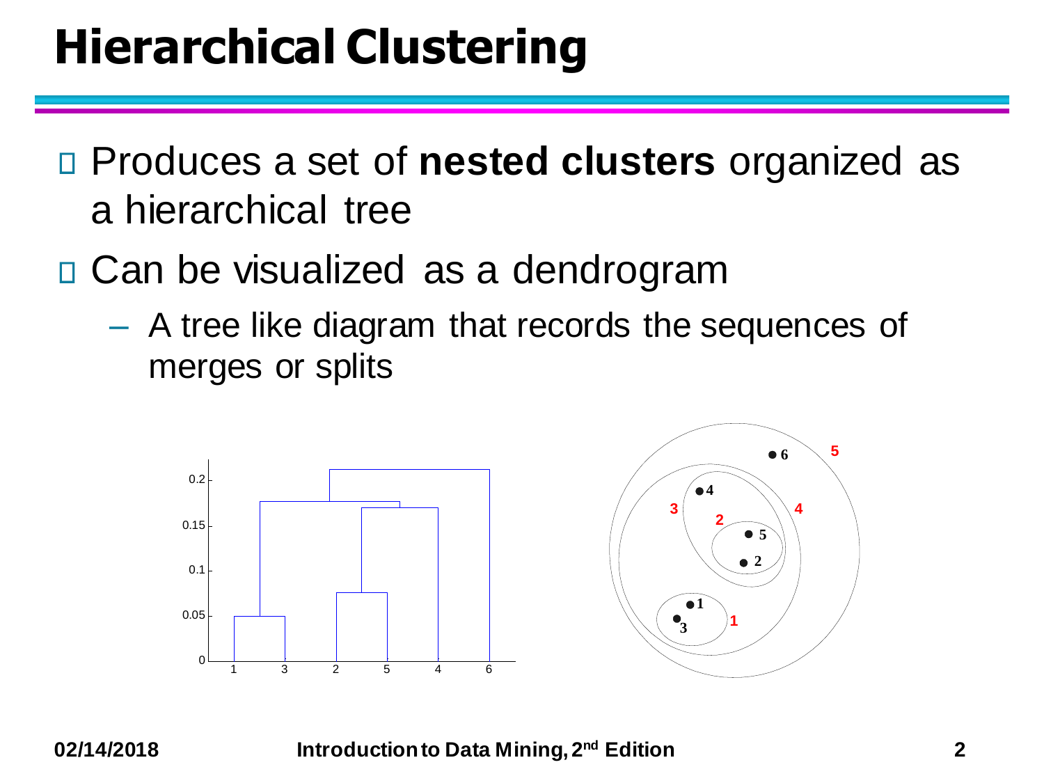# Hierarchical Clustering

- Produces a set of **nested clusters** organized as a hierarchical tree
- Can be visualized as a dendrogram
  - A tree like diagram that records the sequences of merges or splits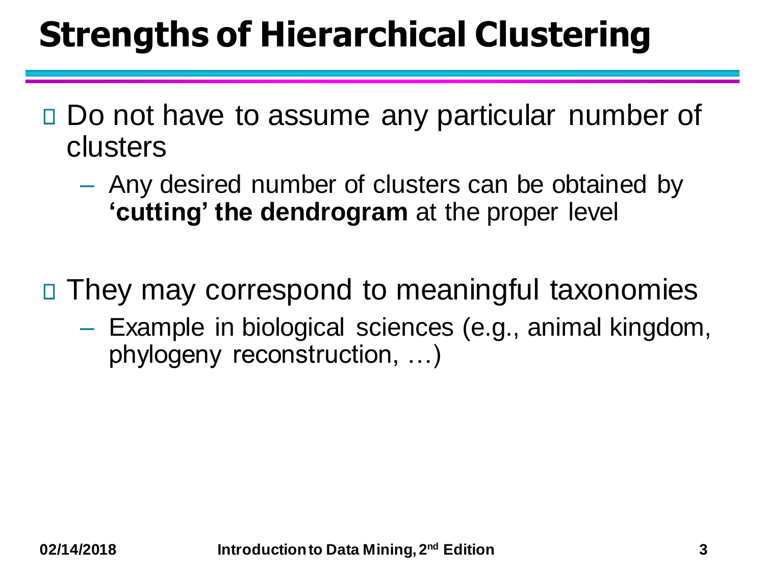# Strengths of Hierarchical Clustering

- Do not have to assume any particular number of clusters
  - Any desired number of clusters can be obtained by **'cutting' the dendrogram** at the proper level

- They may correspond to meaningful taxonomies
  - Example in biological sciences (e.g., animal kingdom, phylogeny reconstruction, …)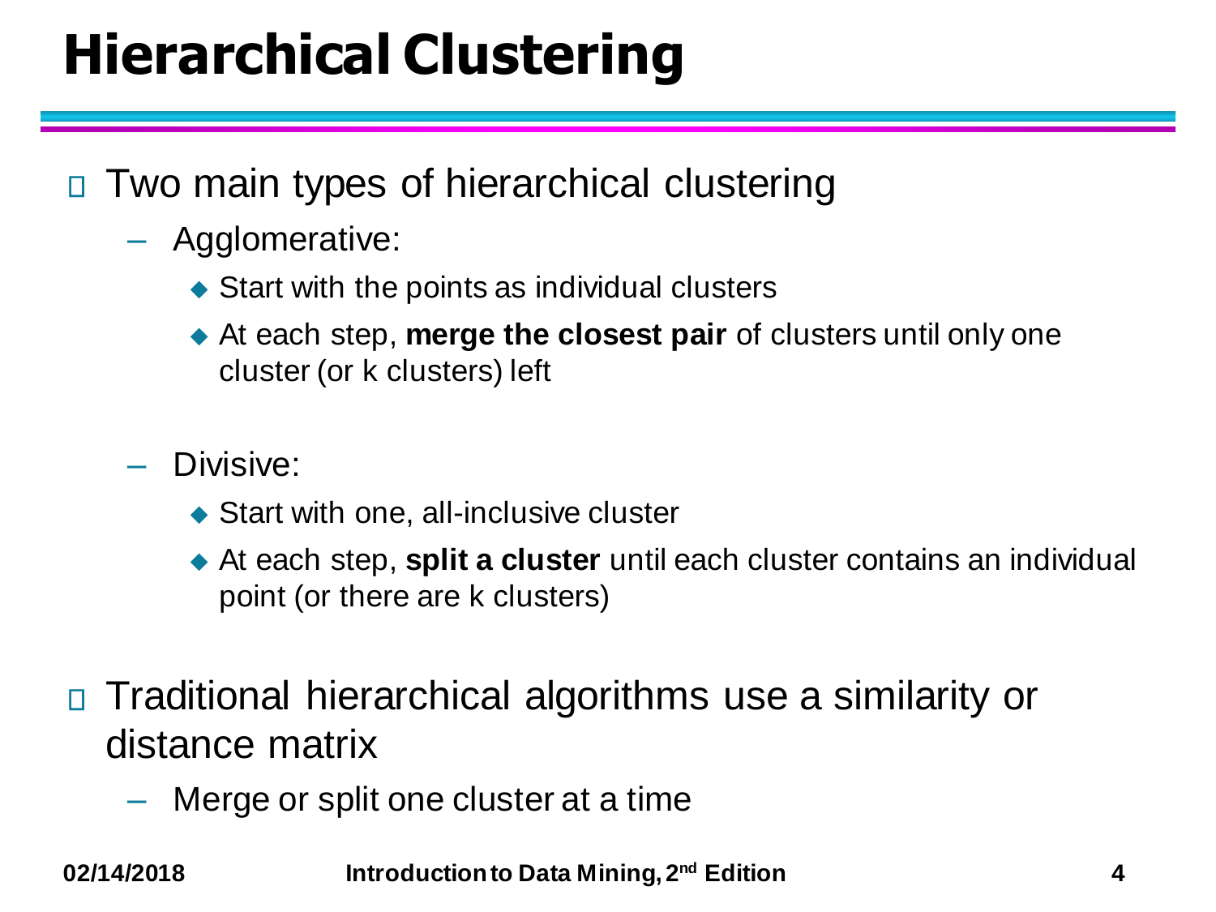# Hierarchical Clustering

- Two main types of hierarchical clustering
  - Agglomerative:
    - Start with the points as individual clusters
    - At each step, **merge the closest pair** of clusters until only one cluster (or k clusters) left
  - Divisive:
    - Start with one, all-inclusive cluster
    - At each step, **split a cluster** until each cluster contains an individual point (or there are k clusters)
- Traditional hierarchical algorithms use a similarity or distance matrix
  - Merge or split one cluster at a time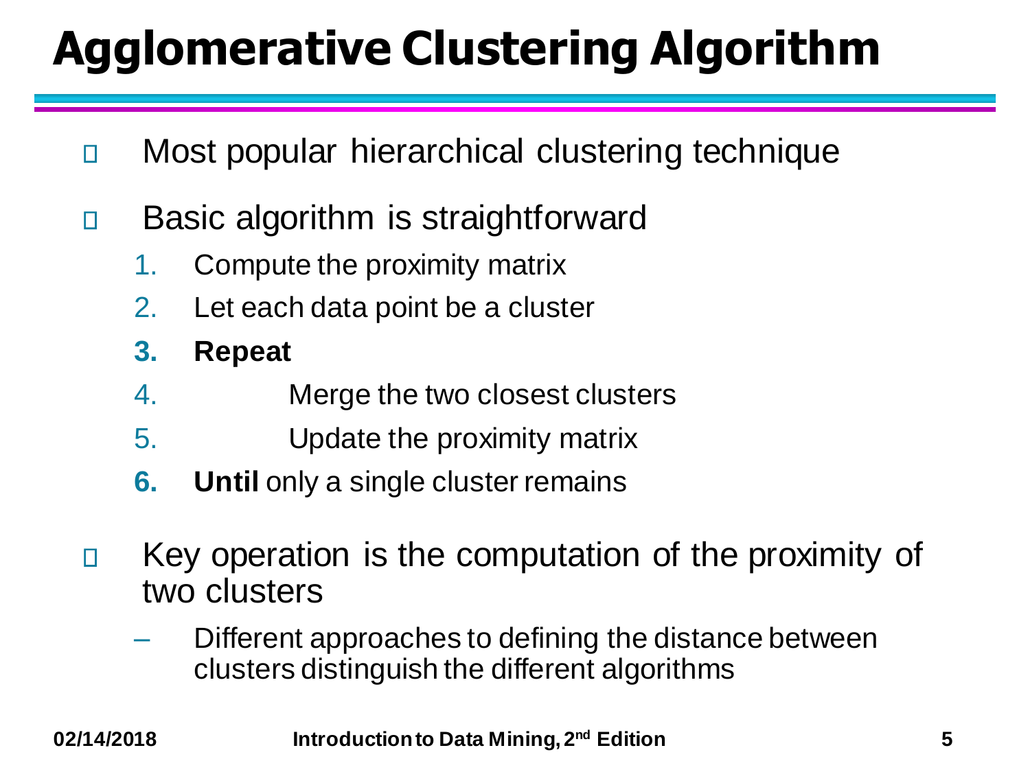# Agglomerative Clustering Algorithm

- Most popular hierarchical clustering technique
- Basic algorithm is straightforward
  1. Compute the proximity matrix
  2. Let each data point be a cluster
  3. **Repeat**
  4. Merge the two closest clusters
  5. Update the proximity matrix
  6. **Until** only a single cluster remains
- Key operation is the computation of the proximity of two clusters
  - Different approaches to defining the distance between clusters distinguish the different algorithms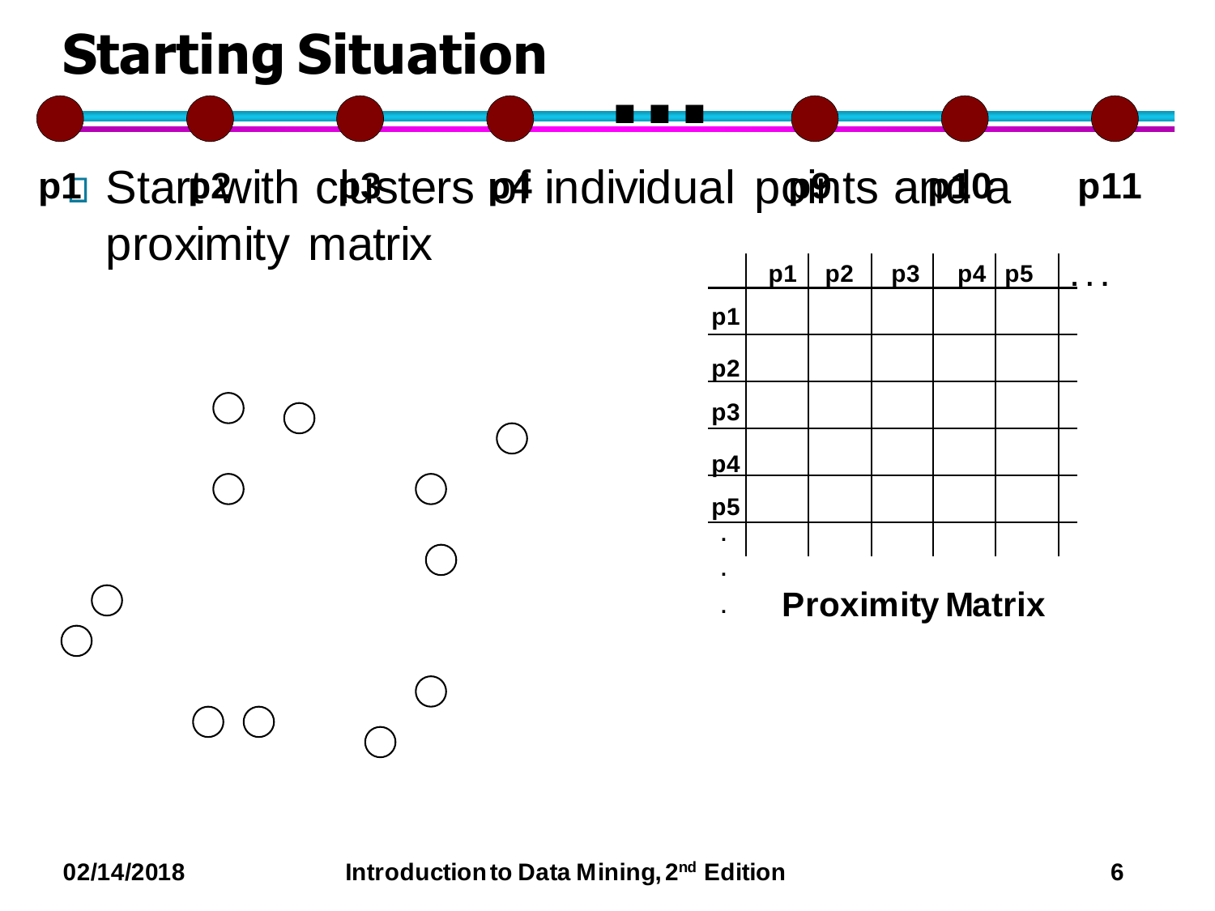# Starting Situation

- Start with clusters of individual points and a proximity matrix

p1 p2 p3 p4 ... p9 p10 p11

|    | p1 | p2 | p3 | p4 | p5 | . . . |
|---|---|---|---|---|---|---|
| p1 | | | | | | |
| p2 | | | | | | |
| p3 | | | | | | |
| p4 | | | | | | |
| p5 | | | | | | |
| . | | | | | | |
| . | | | | | | |
| . | | | | | | |

**Proximity Matrix**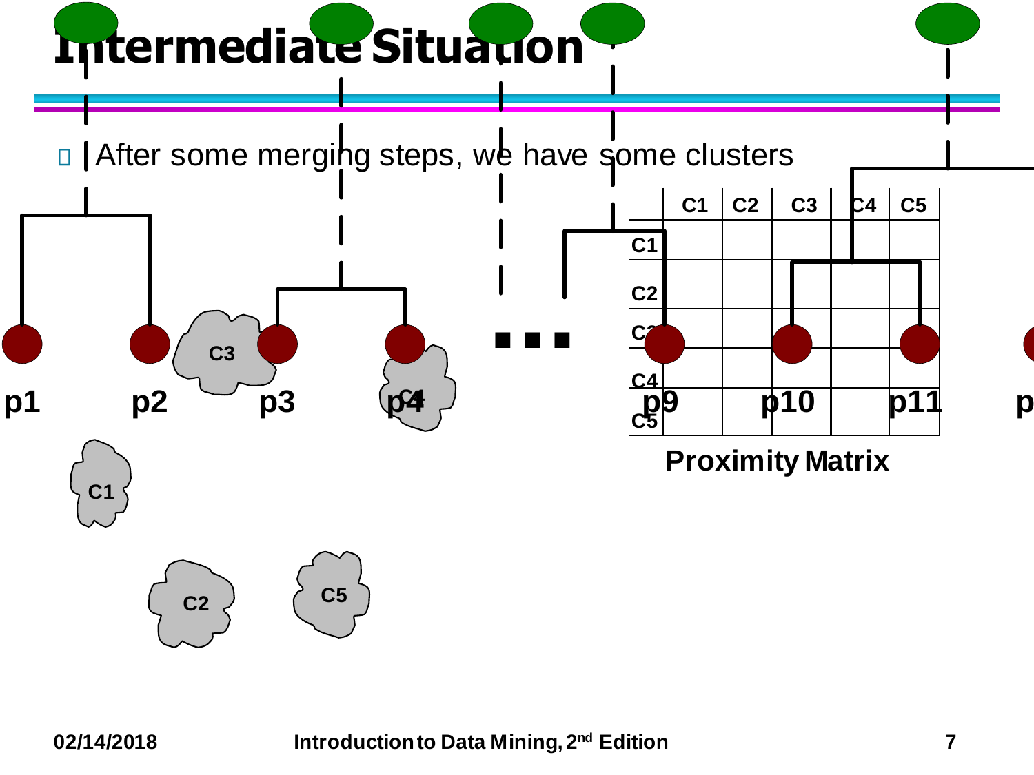# Intermediate Situation

- After some merging steps, we have some clusters

| | C1 | C2 | C3 | C4 | C5 |
|---|---|---|---|---|---|
| C1 | | | | | |
| C2 | | | | | |
| C3 | | | | | |
| C4 | | | | | |
| C5 | | | | | |

**Proximity Matrix**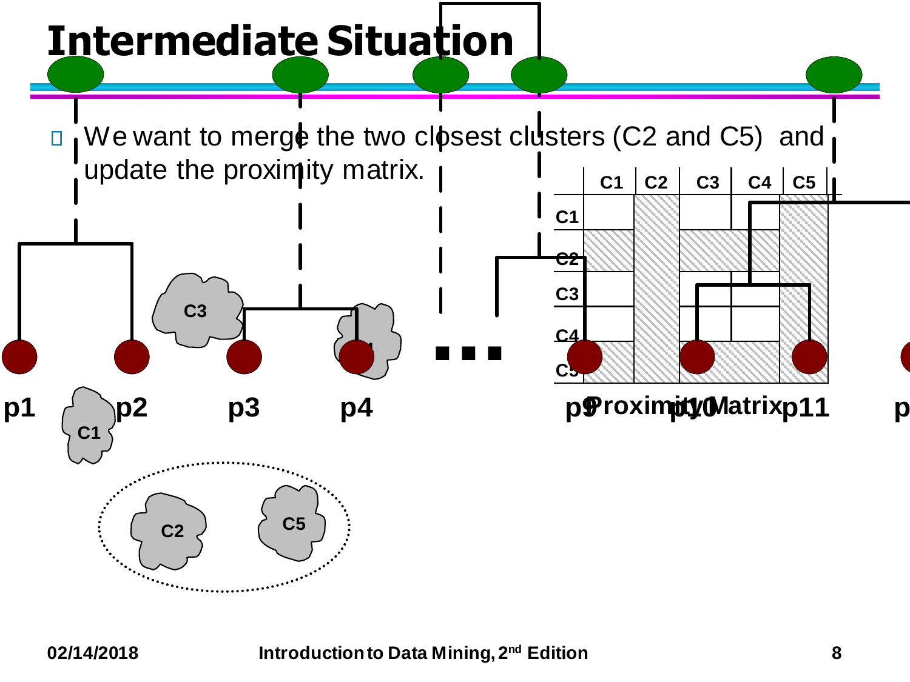# Intermediate Situation

- We want to merge the two closest clusters (C2 and C5) and update the proximity matrix.

|  | C1 | C2 | C3 | C4 | C5 |
|---|---|---|---|---|---|
| C1 |  |  |  |  |  |
| C2 |  |  |  |  |  |
| C3 |  |  |  |  |  |
| C4 |  |  |  |  |  |
| C5 |  |  |  |  |  |

Proximity Matrix

p1 p2 p3 p4 ... p9 p10 p11 p12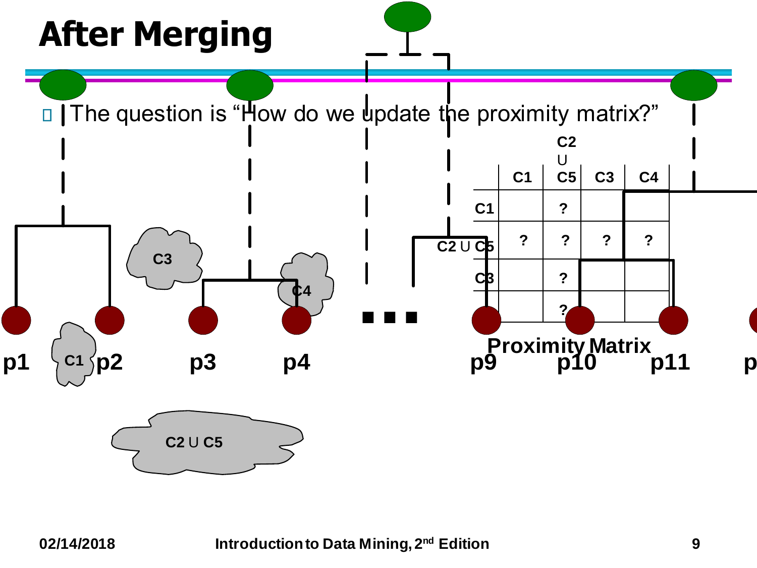# After Merging

- The question is "How do we update the proximity matrix?"

|  | C1 | C2 ∪ C5 | C3 | C4 |
|---|---|---|---|---|
| C1 |  | ? |  |  |
| C2 ∪ C5 | ? | ? | ? | ? |
| C3 |  | ? |  |  |
| C4 |  | ? |  |  |

Proximity Matrix

C1, C2 ∪ C5, C3, C4

p1 p2 p3 p4 p9 p10 p11 p12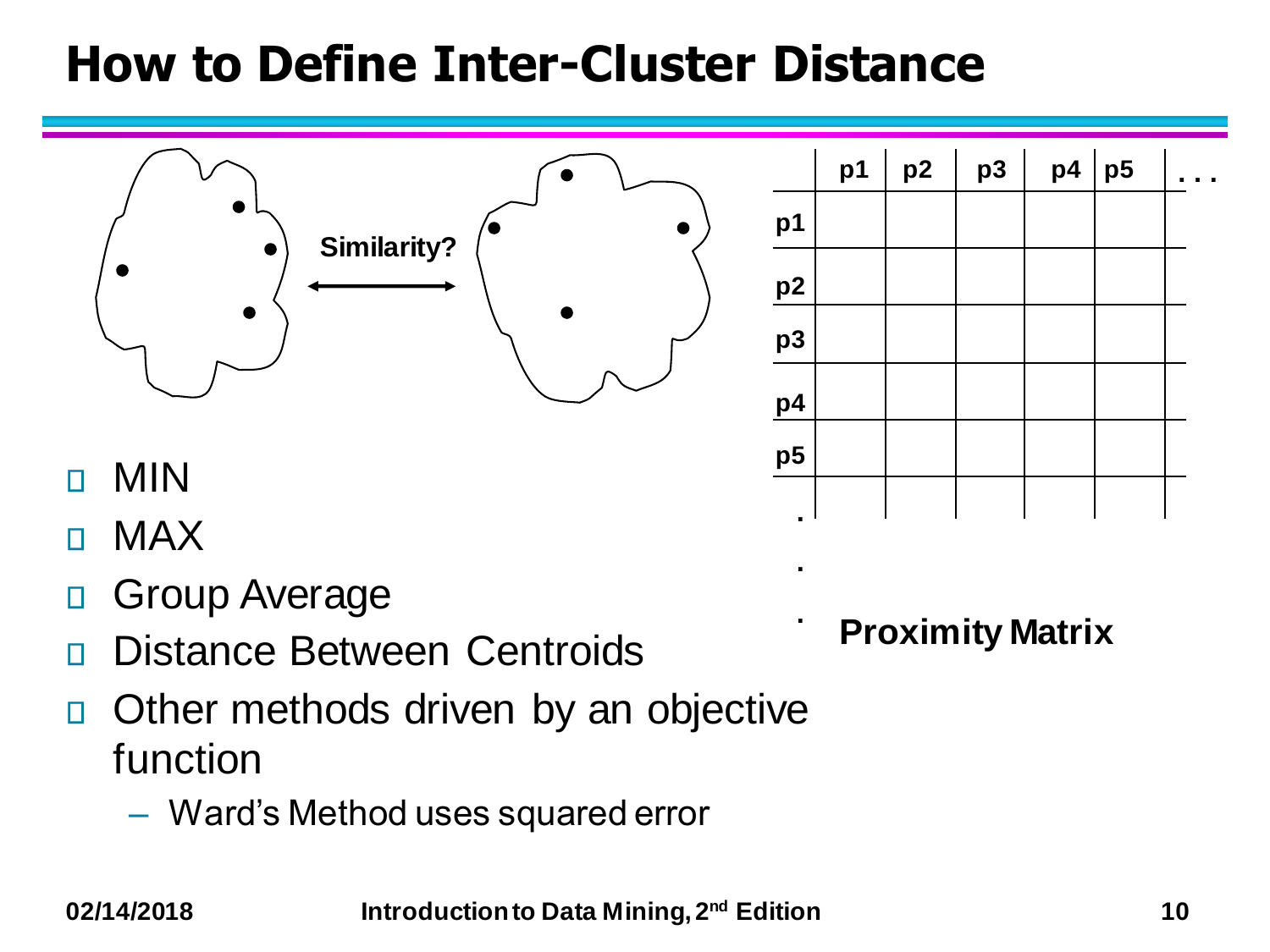# How to Define Inter-Cluster Distance

Similarity?

|    | p1 | p2 | p3 | p4 | p5 | . . . |
|---|---|---|---|---|---|---|
| p1 | | | | | | |
| p2 | | | | | | |
| p3 | | | | | | |
| p4 | | | | | | |
| p5 | | | | | | |
| . | | | | | | |
| . | | | | | | |
| . | | | | | | |

**Proximity Matrix**

- MIN
- MAX
- Group Average
- Distance Between Centroids
- Other methods driven by an objective function
  - Ward's Method uses squared error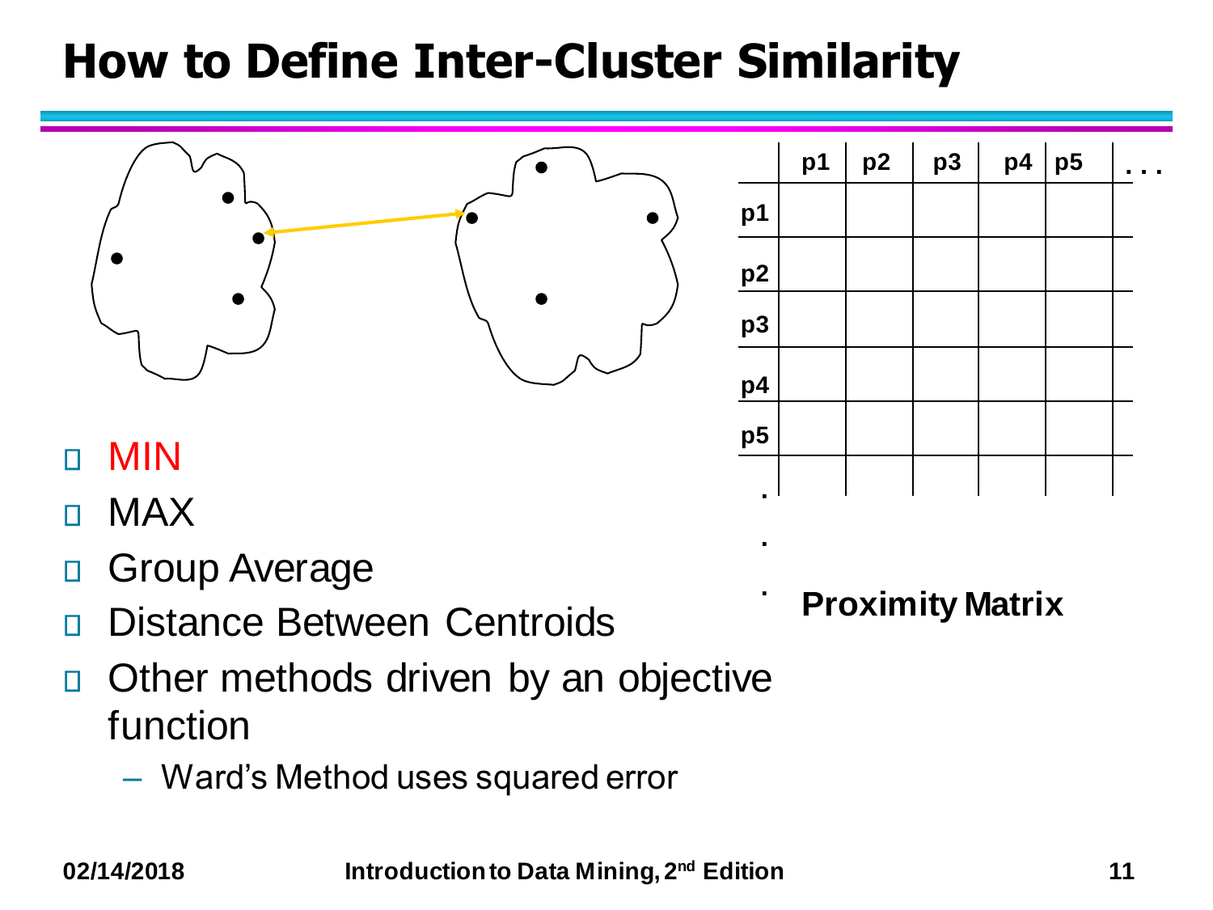# How to Define Inter-Cluster Similarity

|  | p1 | p2 | p3 | p4 | p5 | . . . |
|---|---|---|---|---|---|---|
| p1 |  |  |  |  |  |  |
| p2 |  |  |  |  |  |  |
| p3 |  |  |  |  |  |  |
| p4 |  |  |  |  |  |  |
| p5 |  |  |  |  |  |  |
| . |  |  |  |  |  |  |
| . |  |  |  |  |  |  |
| . |  |  |  |  |  |  |

**Proximity Matrix**

- MIN
- MAX
- Group Average
- Distance Between Centroids
- Other methods driven by an objective function
  - Ward's Method uses squared error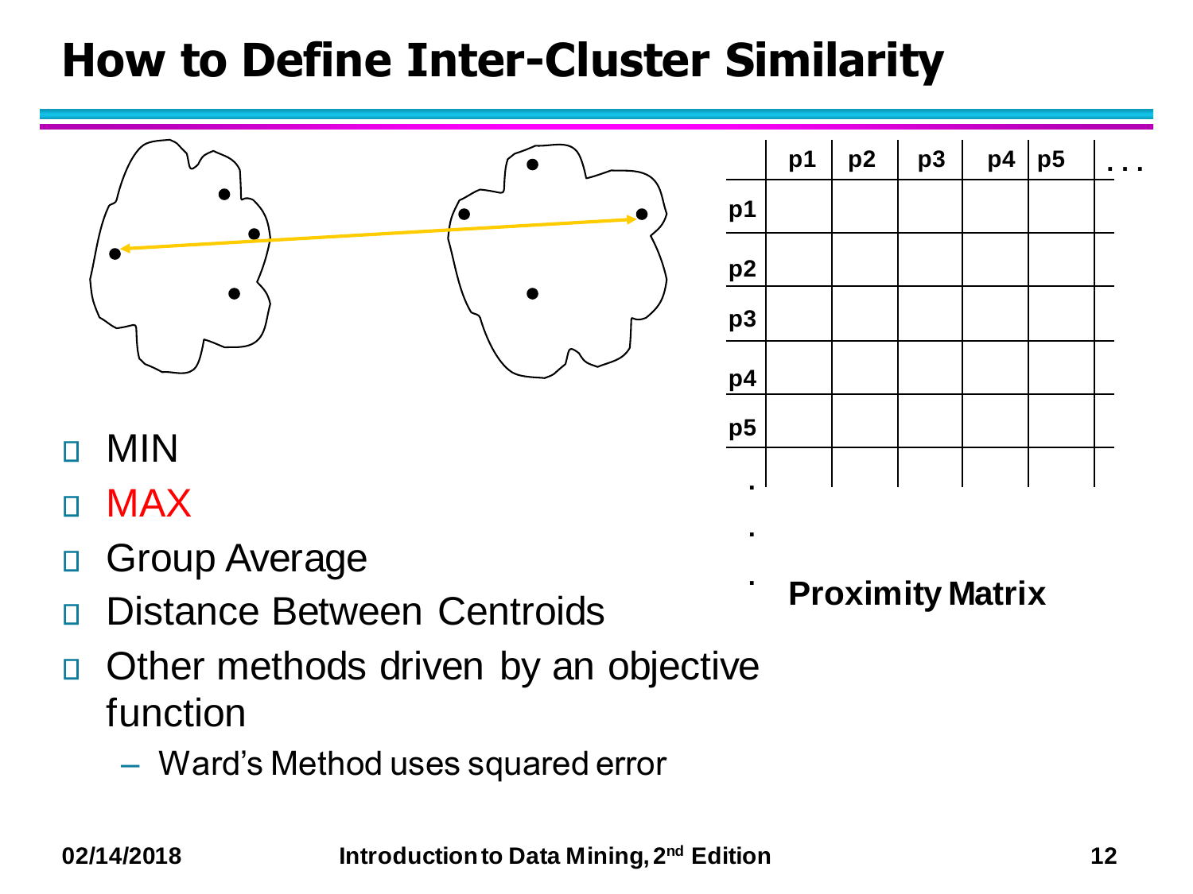# How to Define Inter-Cluster Similarity

|  | p1 | p2 | p3 | p4 | p5 | . . . |
|---|---|---|---|---|---|---|
| p1 |  |  |  |  |  |  |
| p2 |  |  |  |  |  |  |
| p3 |  |  |  |  |  |  |
| p4 |  |  |  |  |  |  |
| p5 |  |  |  |  |  |  |
| . |  |  |  |  |  |  |
| . |  |  |  |  |  |  |
| . |  |  |  |  |  |  |

**Proximity Matrix**

- MIN
- MAX
- Group Average
- Distance Between Centroids
- Other methods driven by an objective function
  - Ward's Method uses squared error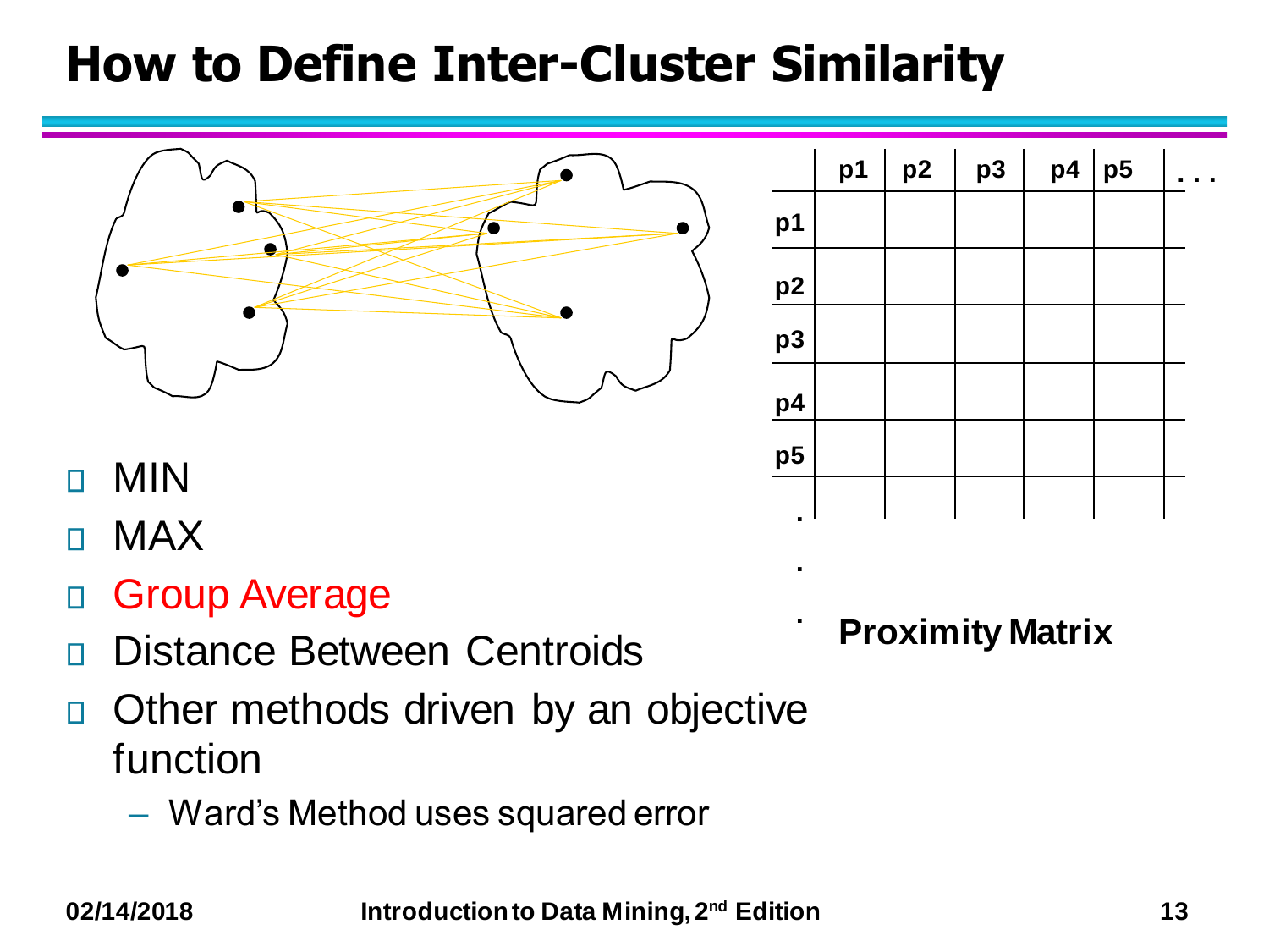# How to Define Inter-Cluster Similarity

- MIN
- MAX
- Group Average
- Distance Between Centroids
- Other methods driven by an objective function
  - Ward's Method uses squared error

|  | p1 | p2 | p3 | p4 | p5 | . . . |
|---|---|---|---|---|---|---|
| p1 |  |  |  |  |  |  |
| p2 |  |  |  |  |  |  |
| p3 |  |  |  |  |  |  |
| p4 |  |  |  |  |  |  |
| p5 |  |  |  |  |  |  |
| . |  |  |  |  |  |  |
| . |  |  |  |  |  |  |
| . |  |  |  |  |  |  |

**Proximity Matrix**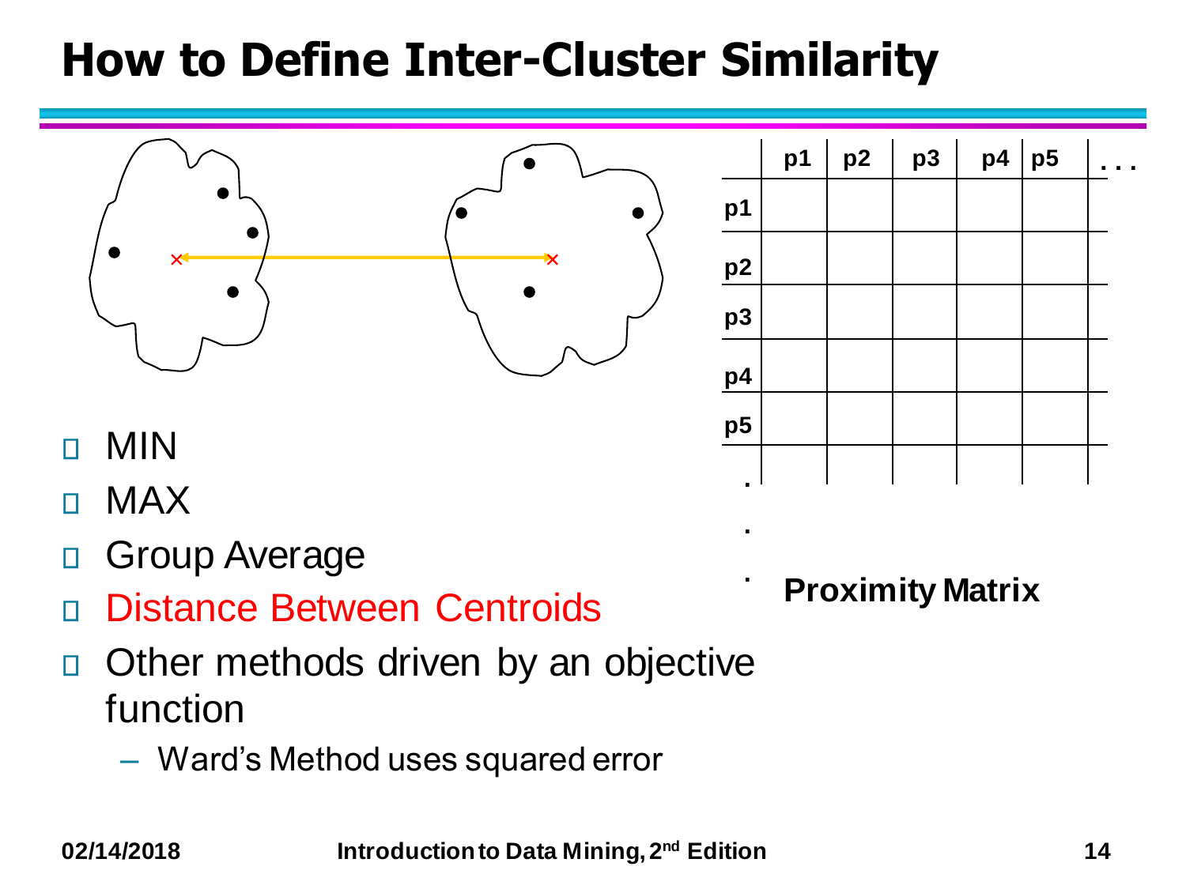# How to Define Inter-Cluster Similarity

| | p1 | p2 | p3 | p4 | p5 | . . . |
|---|---|---|---|---|---|---|
| p1 | | | | | | |
| p2 | | | | | | |
| p3 | | | | | | |
| p4 | | | | | | |
| p5 | | | | | | |
| . | | | | | | |
| . | | | | | | |
| . | | | | | | |

**Proximity Matrix**

- MIN
- MAX
- Group Average
- Distance Between Centroids
- Other methods driven by an objective function
  - Ward's Method uses squared error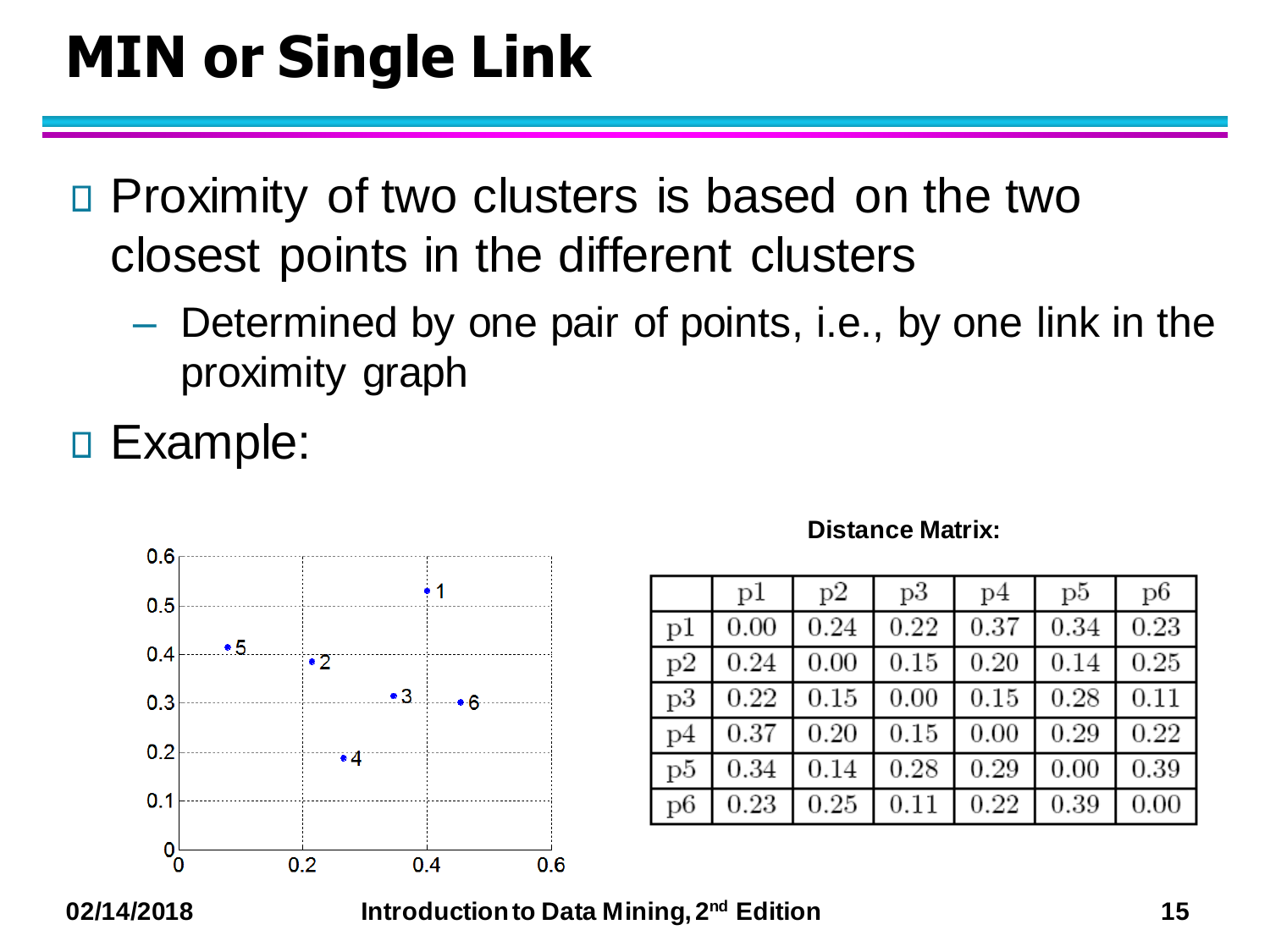# MIN or Single Link

- Proximity of two clusters is based on the two closest points in the different clusters
  - Determined by one pair of points, i.e., by one link in the proximity graph
- Example:

**Distance Matrix:**

| | p1 | p2 | p3 | p4 | p5 | p6 |
|---|---|---|---|---|---|---|
| p1 | 0.00 | 0.24 | 0.22 | 0.37 | 0.34 | 0.23 |
| p2 | 0.24 | 0.00 | 0.15 | 0.20 | 0.14 | 0.25 |
| p3 | 0.22 | 0.15 | 0.00 | 0.15 | 0.28 | 0.11 |
| p4 | 0.37 | 0.20 | 0.15 | 0.00 | 0.29 | 0.22 |
| p5 | 0.34 | 0.14 | 0.28 | 0.29 | 0.00 | 0.39 |
| p6 | 0.23 | 0.25 | 0.11 | 0.22 | 0.39 | 0.00 |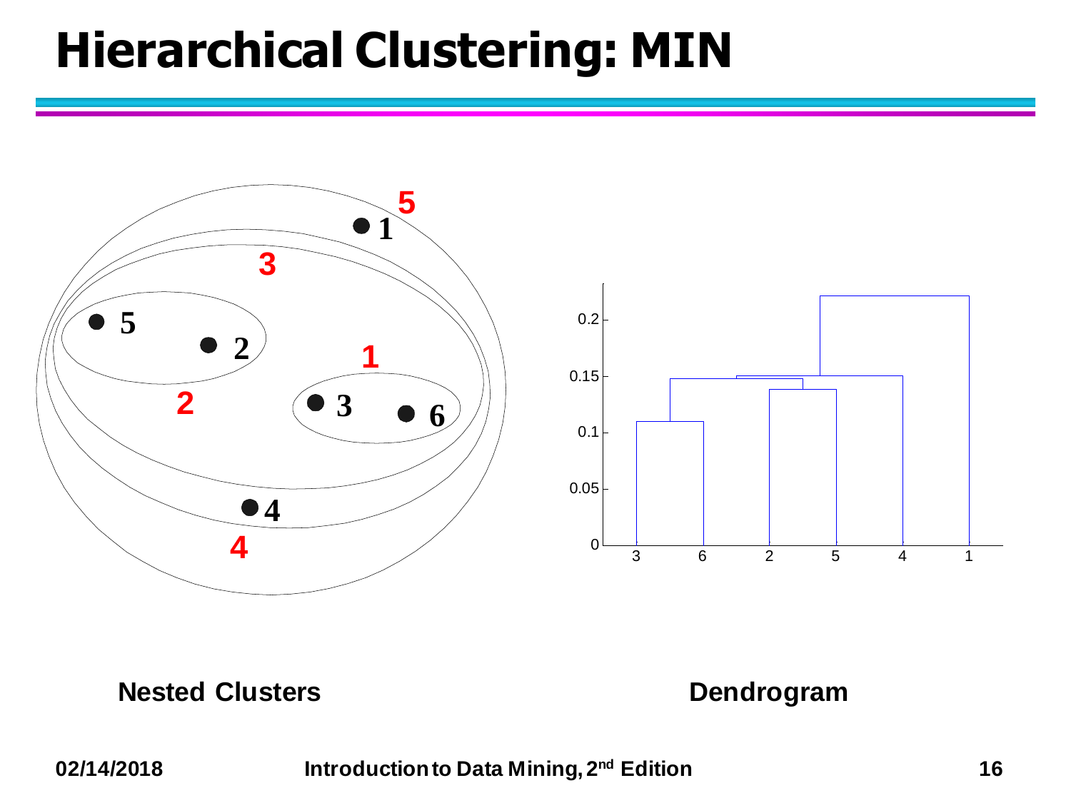# Hierarchical Clustering: MIN

Nested Clusters

Dendrogram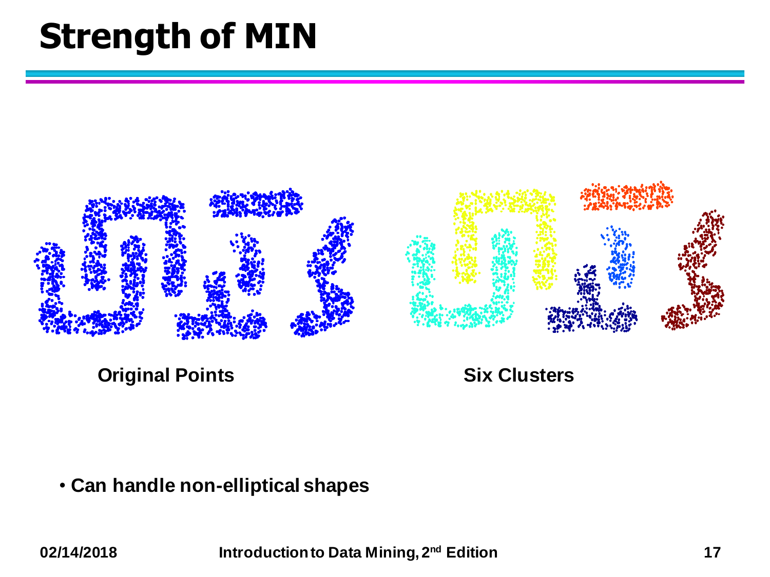# Strength of MIN

Original Points

Six Clusters

- **Can handle non-elliptical shapes**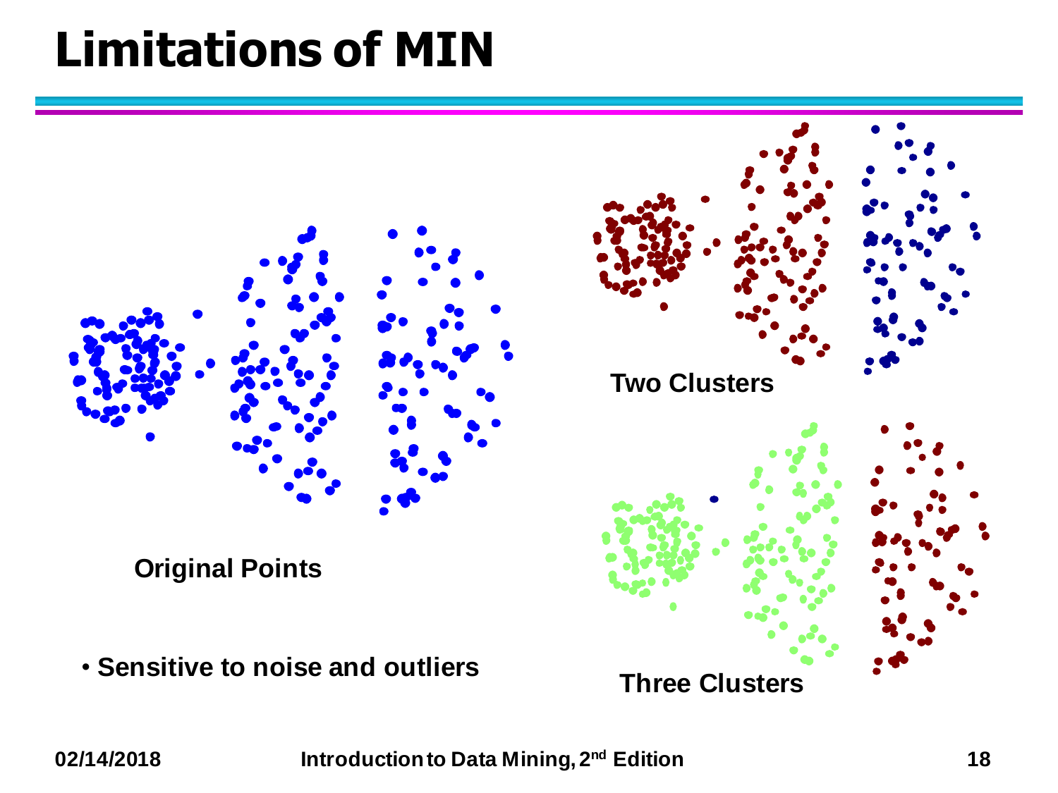# Limitations of MIN

Original Points

Two Clusters

Three Clusters

- Sensitive to noise and outliers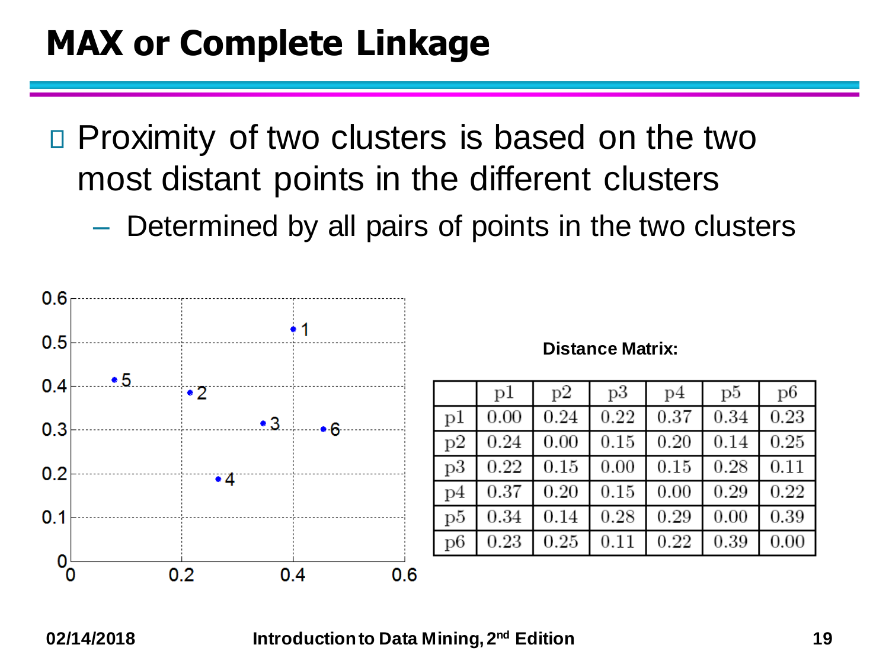# MAX or Complete Linkage

- Proximity of two clusters is based on the two most distant points in the different clusters
  - Determined by all pairs of points in the two clusters

**Distance Matrix:**

| | p1 | p2 | p3 | p4 | p5 | p6 |
|---|---|---|---|---|---|---|
| p1 | 0.00 | 0.24 | 0.22 | 0.37 | 0.34 | 0.23 |
| p2 | 0.24 | 0.00 | 0.15 | 0.20 | 0.14 | 0.25 |
| p3 | 0.22 | 0.15 | 0.00 | 0.15 | 0.28 | 0.11 |
| p4 | 0.37 | 0.20 | 0.15 | 0.00 | 0.29 | 0.22 |
| p5 | 0.34 | 0.14 | 0.28 | 0.29 | 0.00 | 0.39 |
| p6 | 0.23 | 0.25 | 0.11 | 0.22 | 0.39 | 0.00 |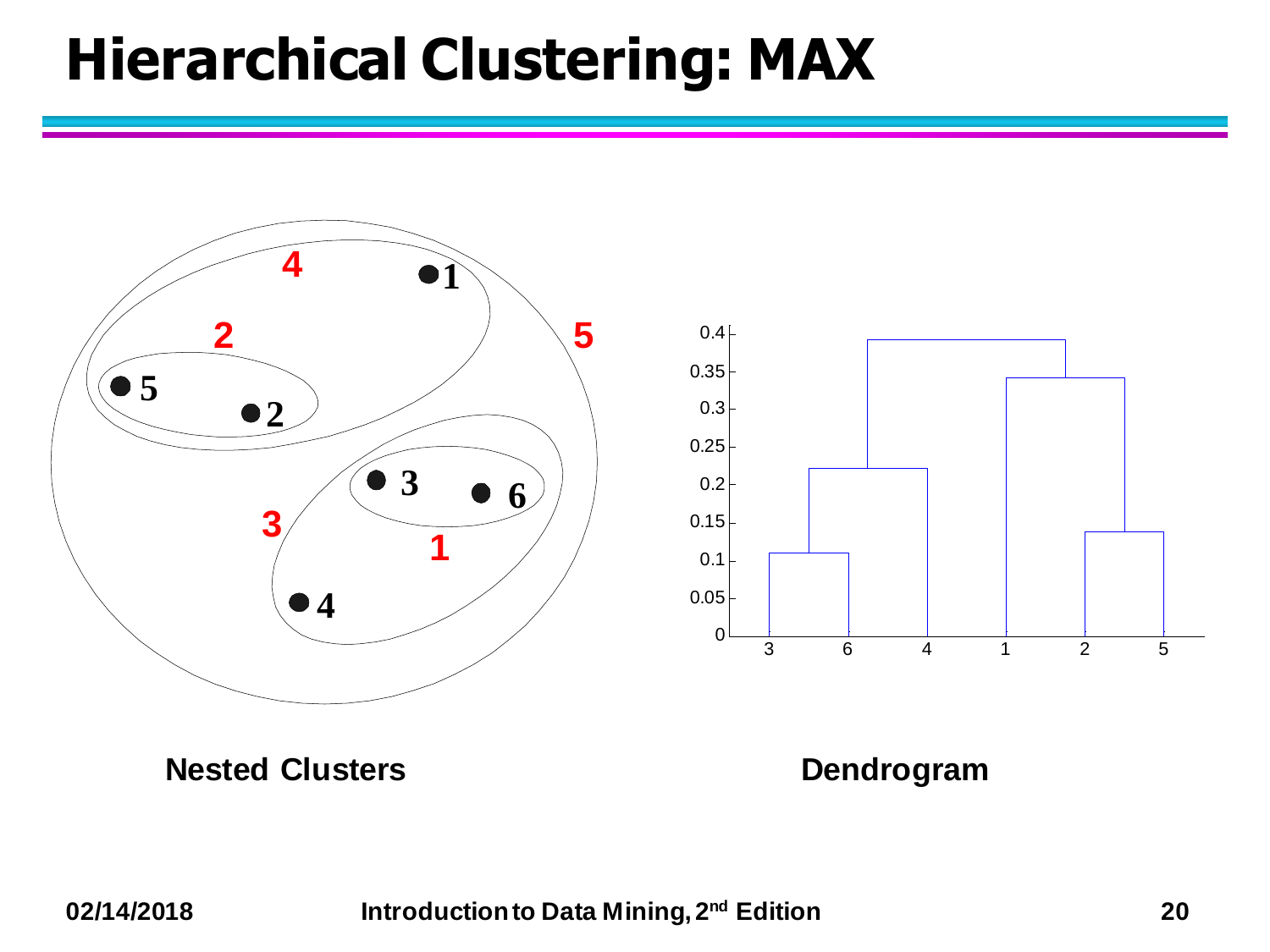# Hierarchical Clustering: MAX

Nested Clusters

Dendrogram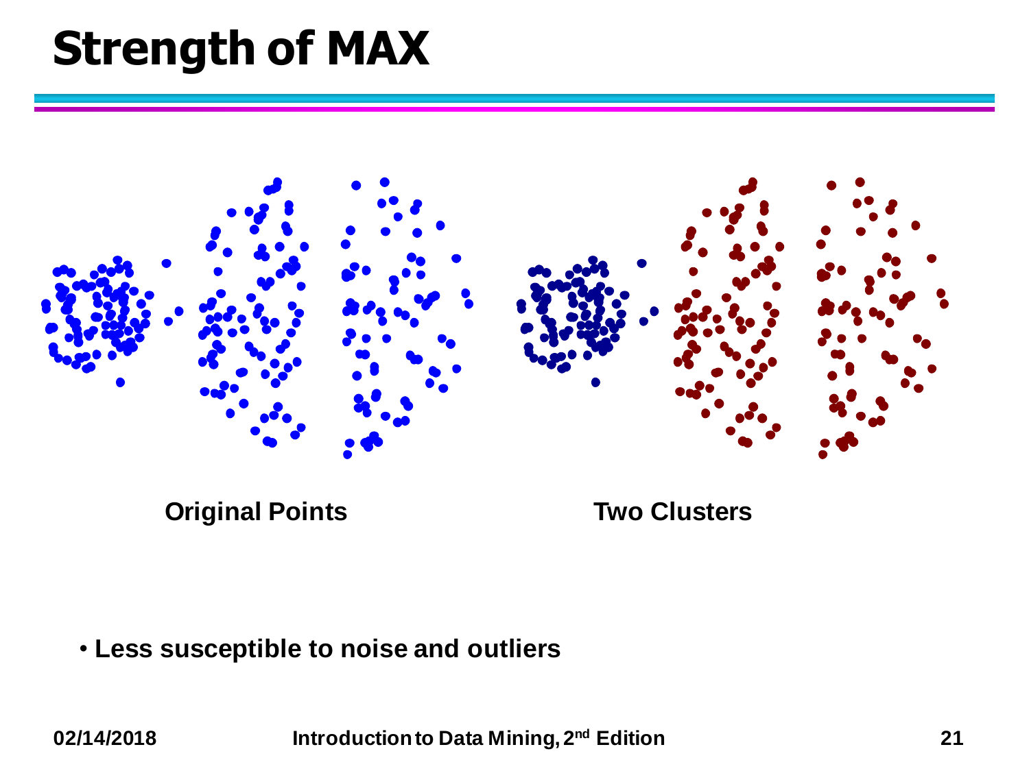# Strength of MAX

Original Points

Two Clusters

- **Less susceptible to noise and outliers**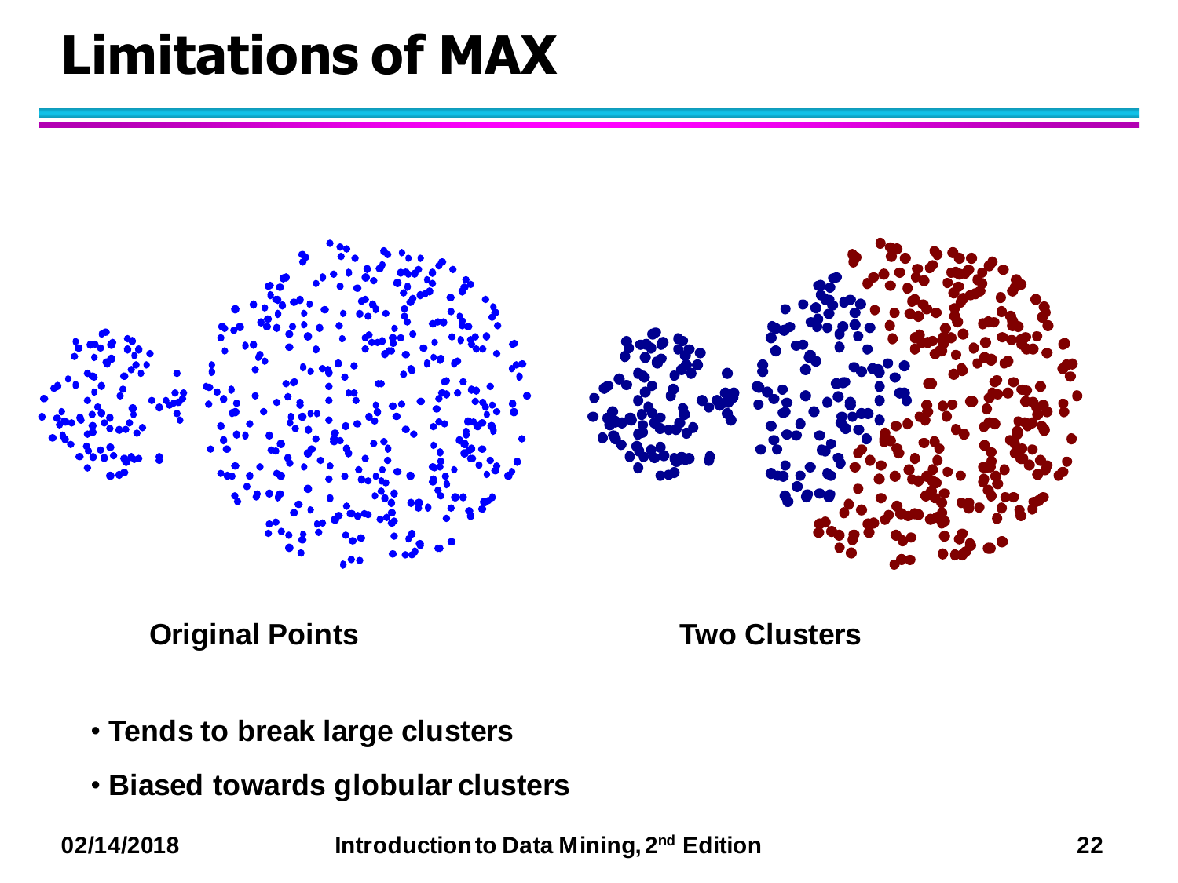# Limitations of MAX

Original Points

Two Clusters

- **Tends to break large clusters**
- **Biased towards globular clusters**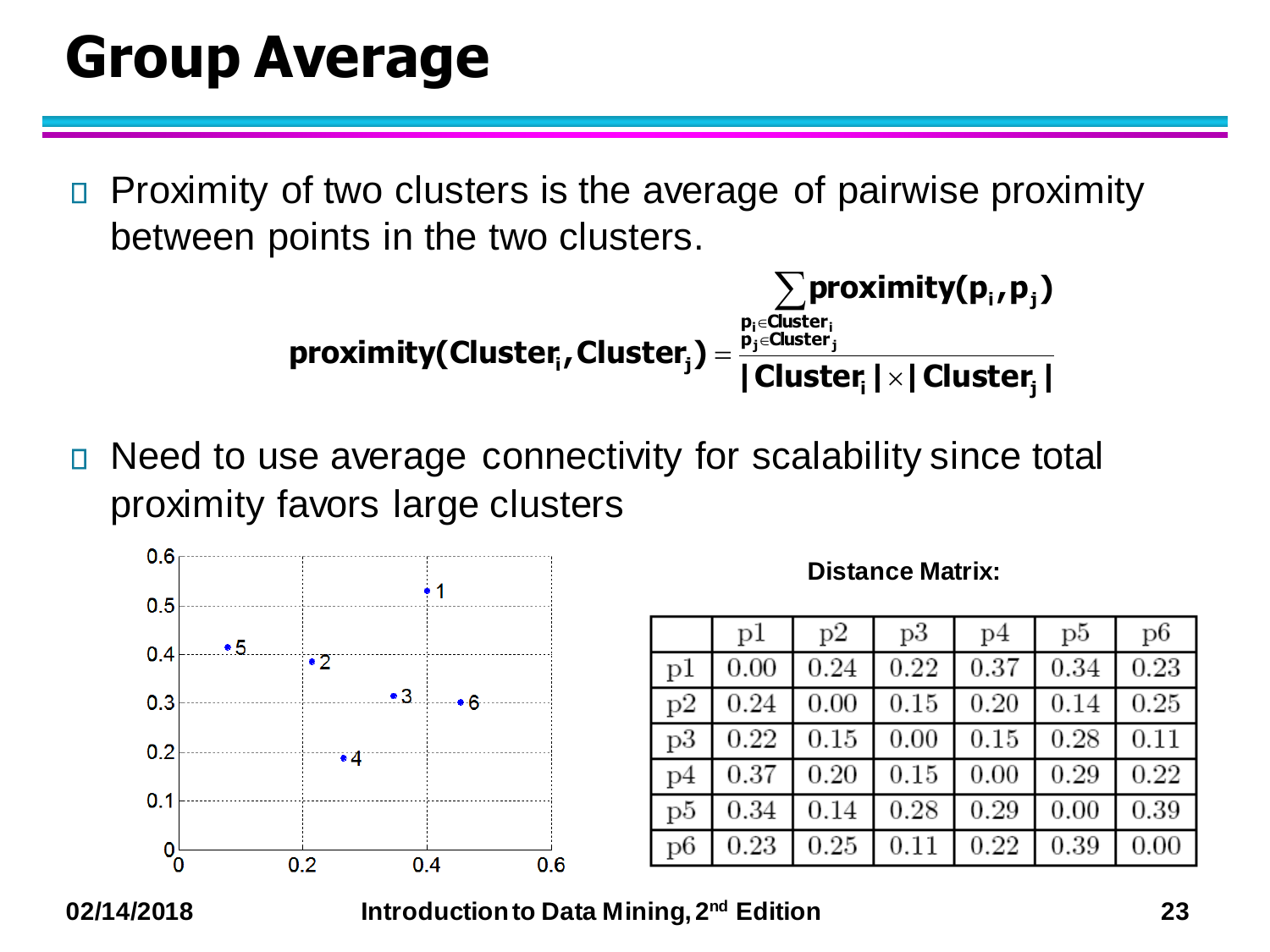# Group Average

- Proximity of two clusters is the average of pairwise proximity between points in the two clusters.

$$\text{proximity}(\text{Cluster}_i, \text{Cluster}_j) = \frac{\sum\limits_{\substack{p_i \in \text{Cluster}_i \\ p_j \in \text{Cluster}_j}} \text{proximity}(p_i, p_j)}{|\text{Cluster}_i| \times |\text{Cluster}_j|}$$

- Need to use average connectivity for scalability since total proximity favors large clusters

**Distance Matrix:**

| | p1 | p2 | p3 | p4 | p5 | p6 |
|---|---|---|---|---|---|---|
| p1 | 0.00 | 0.24 | 0.22 | 0.37 | 0.34 | 0.23 |
| p2 | 0.24 | 0.00 | 0.15 | 0.20 | 0.14 | 0.25 |
| p3 | 0.22 | 0.15 | 0.00 | 0.15 | 0.28 | 0.11 |
| p4 | 0.37 | 0.20 | 0.15 | 0.00 | 0.29 | 0.22 |
| p5 | 0.34 | 0.14 | 0.28 | 0.29 | 0.00 | 0.39 |
| p6 | 0.23 | 0.25 | 0.11 | 0.22 | 0.39 | 0.00 |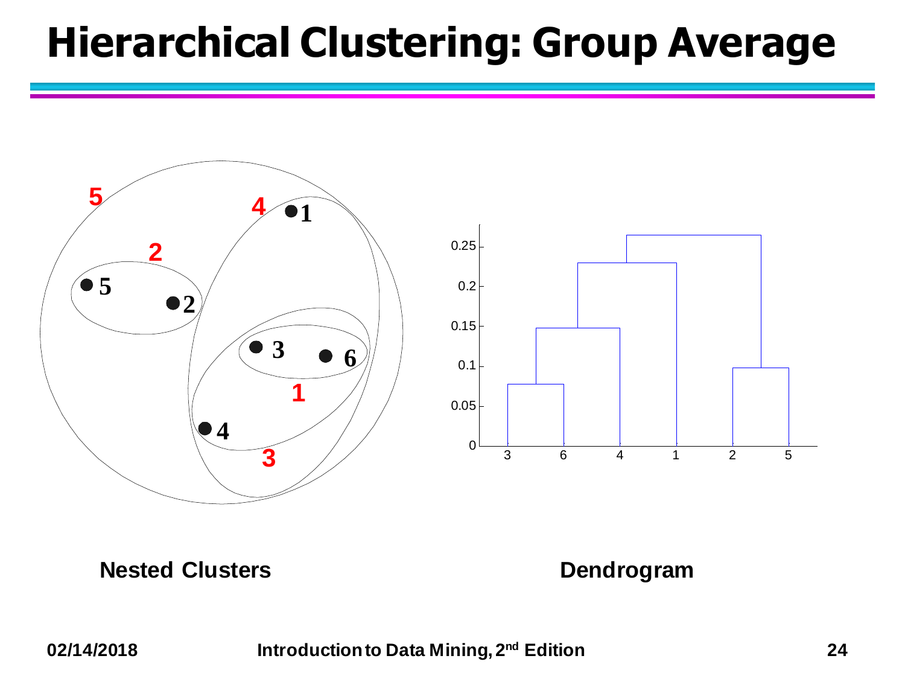# Hierarchical Clustering: Group Average

**Nested Clusters**

**Dendrogram**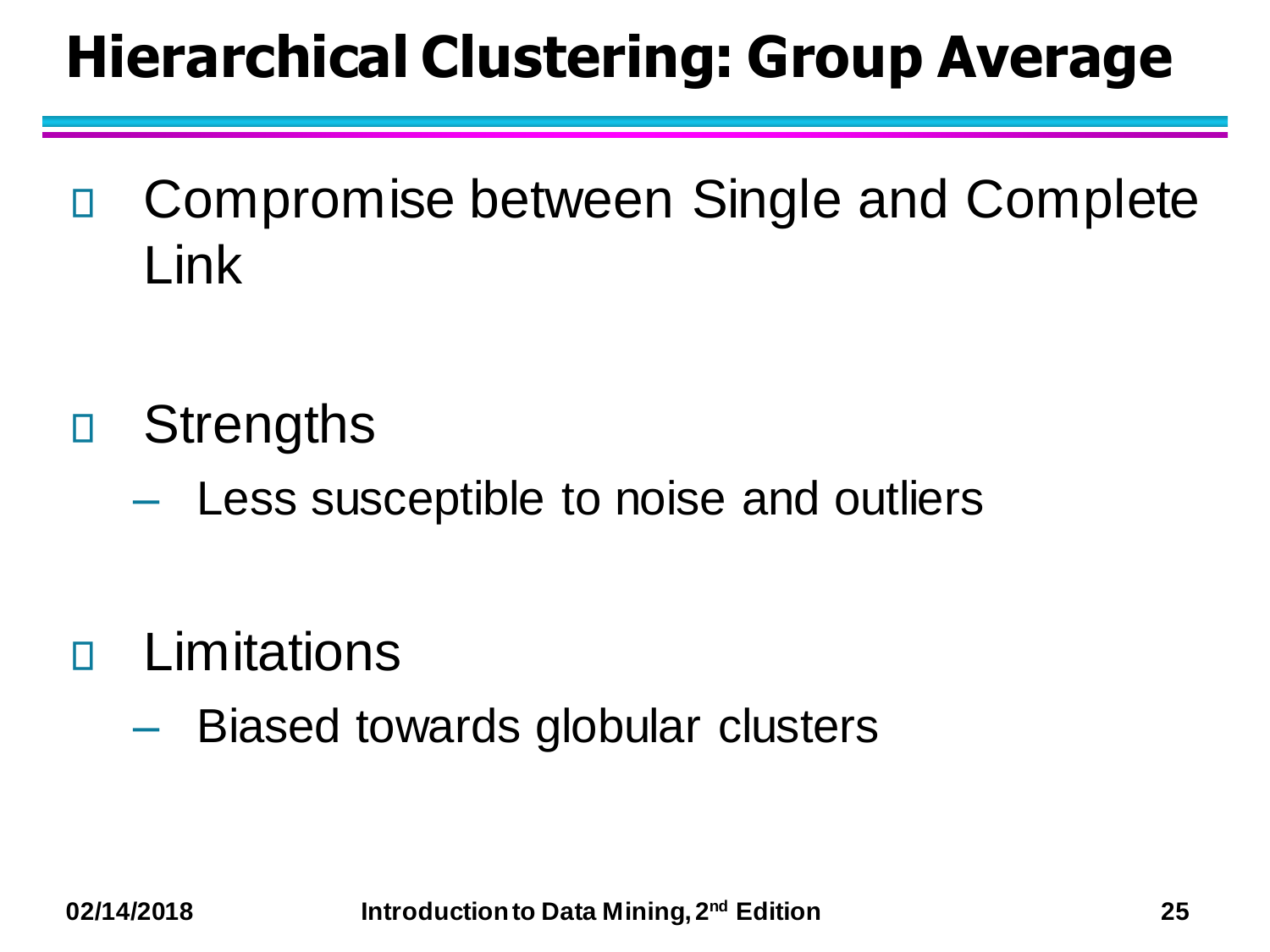# Hierarchical Clustering: Group Average

- Compromise between Single and Complete Link

- Strengths
  - Less susceptible to noise and outliers

- Limitations
  - Biased towards globular clusters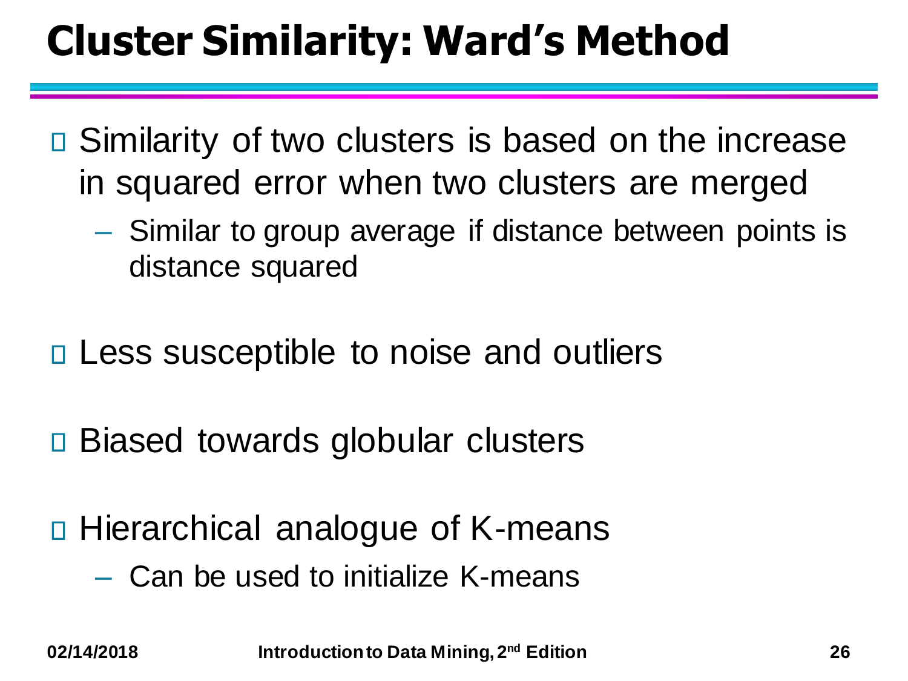# Cluster Similarity: Ward's Method

- Similarity of two clusters is based on the increase in squared error when two clusters are merged
  - Similar to group average if distance between points is distance squared
- Less susceptible to noise and outliers
- Biased towards globular clusters
- Hierarchical analogue of K-means
  - Can be used to initialize K-means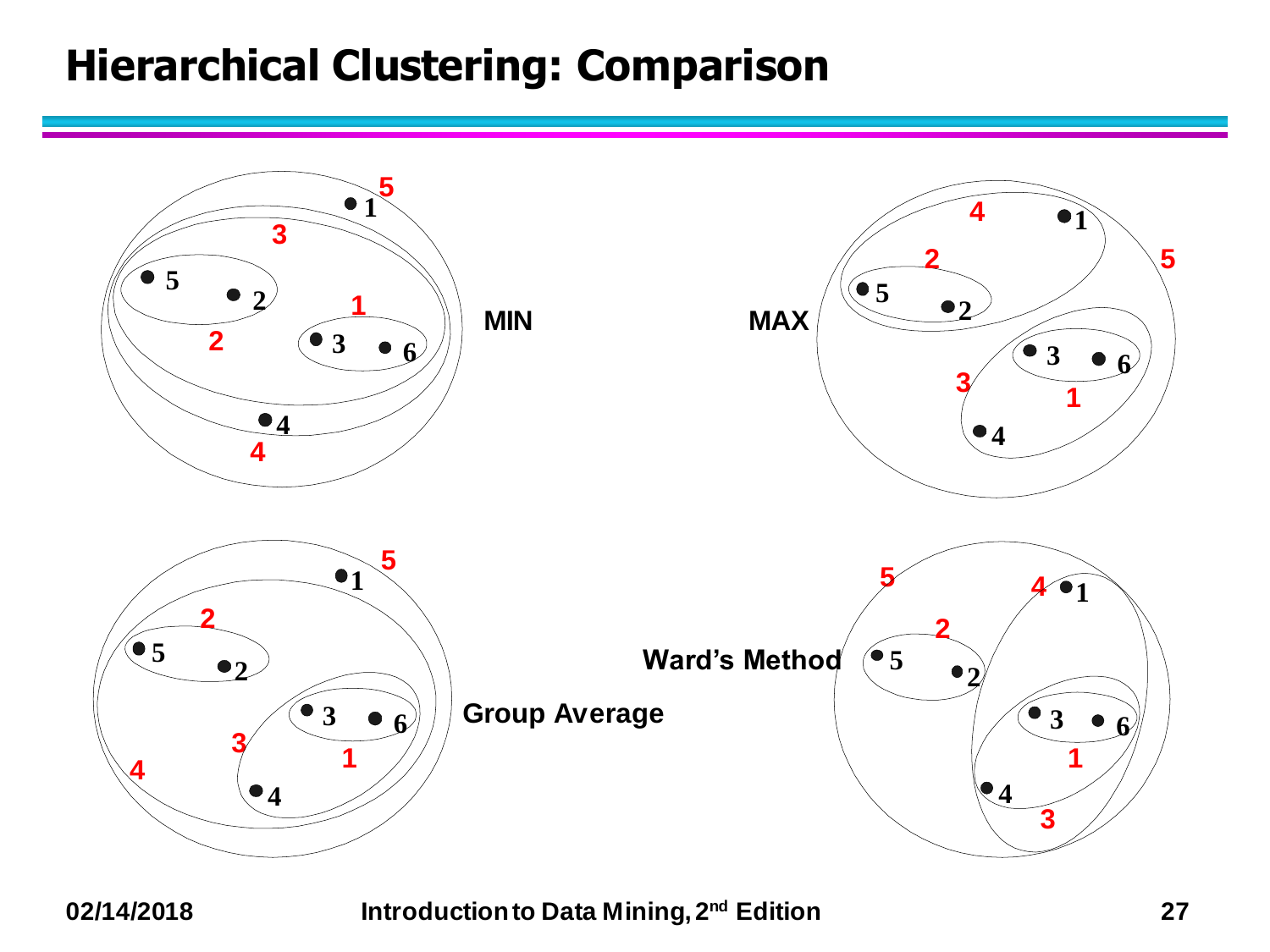# Hierarchical Clustering: Comparison

MIN

MAX

Group Average

Ward's Method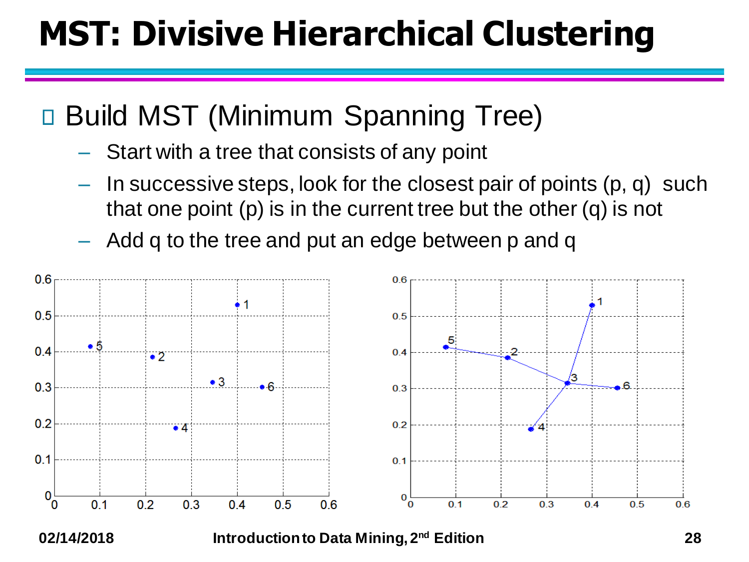# MST: Divisive Hierarchical Clustering

- Build MST (Minimum Spanning Tree)
  - Start with a tree that consists of any point
  - In successive steps, look for the closest pair of points (p, q) such that one point (p) is in the current tree but the other (q) is not
  - Add q to the tree and put an edge between p and q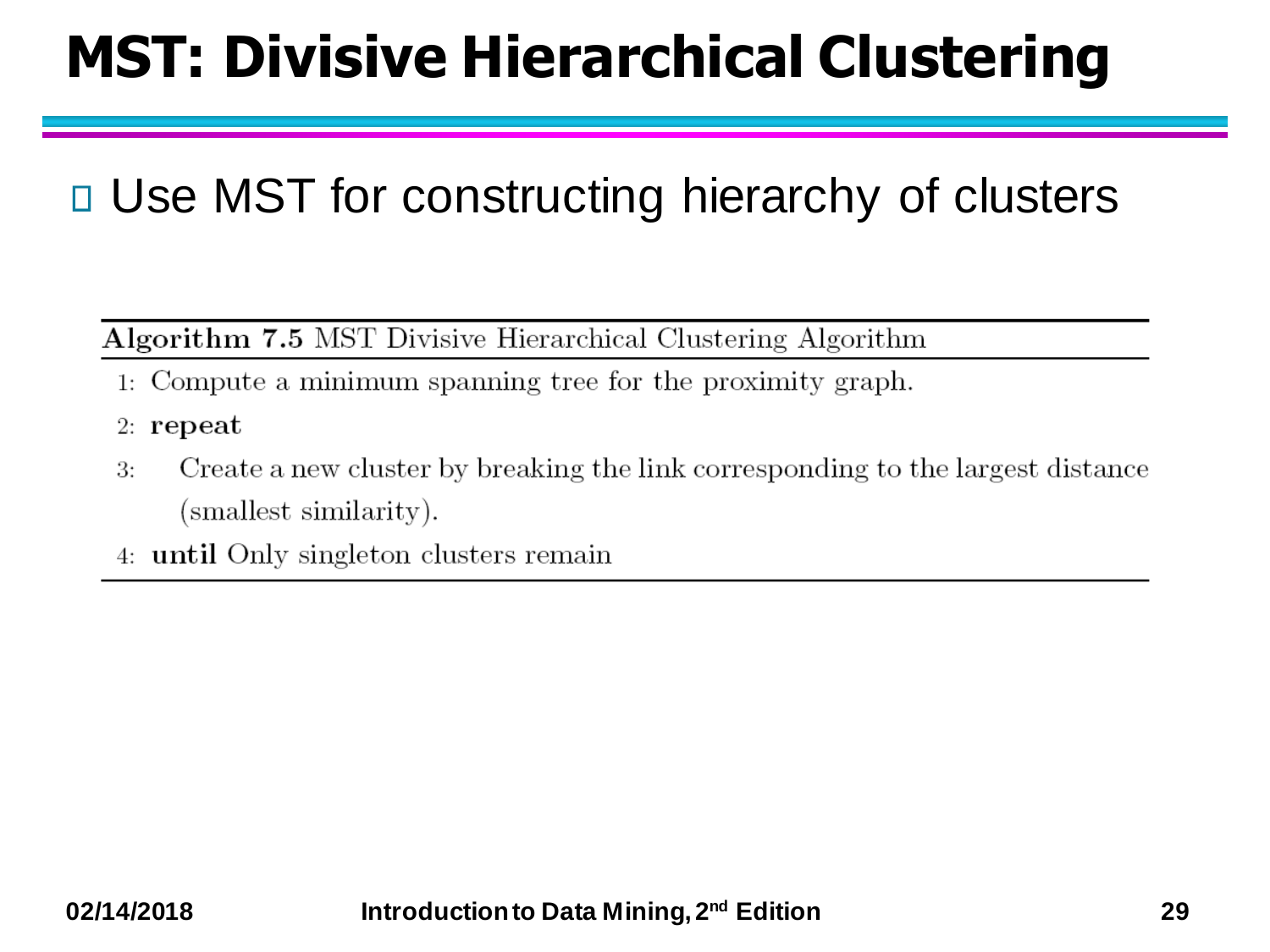# MST: Divisive Hierarchical Clustering

- Use MST for constructing hierarchy of clusters

**Algorithm 7.5** MST Divisive Hierarchical Clustering Algorithm

1: Compute a minimum spanning tree for the proximity graph.
2: **repeat**
3: Create a new cluster by breaking the link corresponding to the largest distance (smallest similarity).
4: **until** Only singleton clusters remain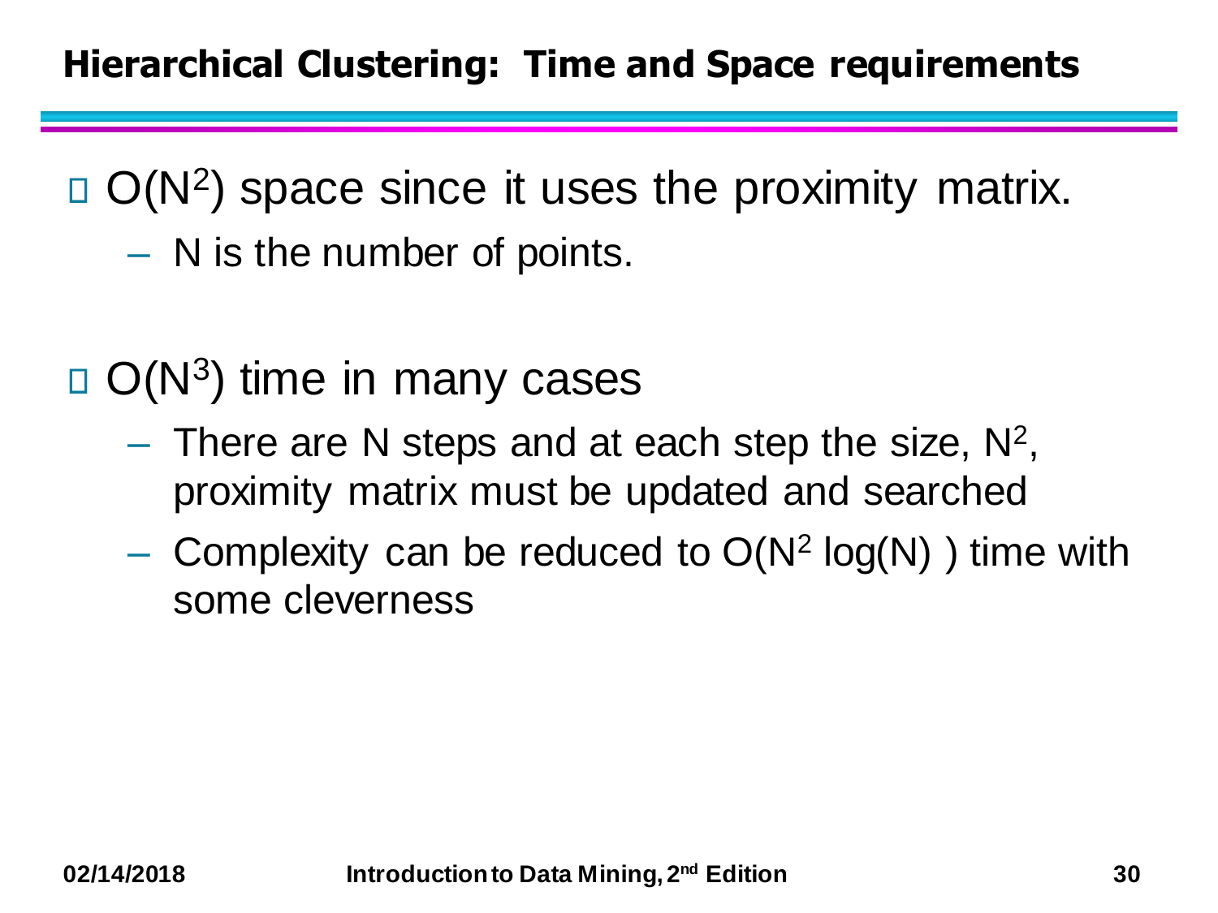## Hierarchical Clustering: Time and Space requirements

- $O(N^2)$ space since it uses the proximity matrix.
  - N is the number of points.

- $O(N^3)$ time in many cases
  - There are N steps and at each step the size, $N^2$, proximity matrix must be updated and searched
  - Complexity can be reduced to $O(N^2 \log(N))$ time with some cleverness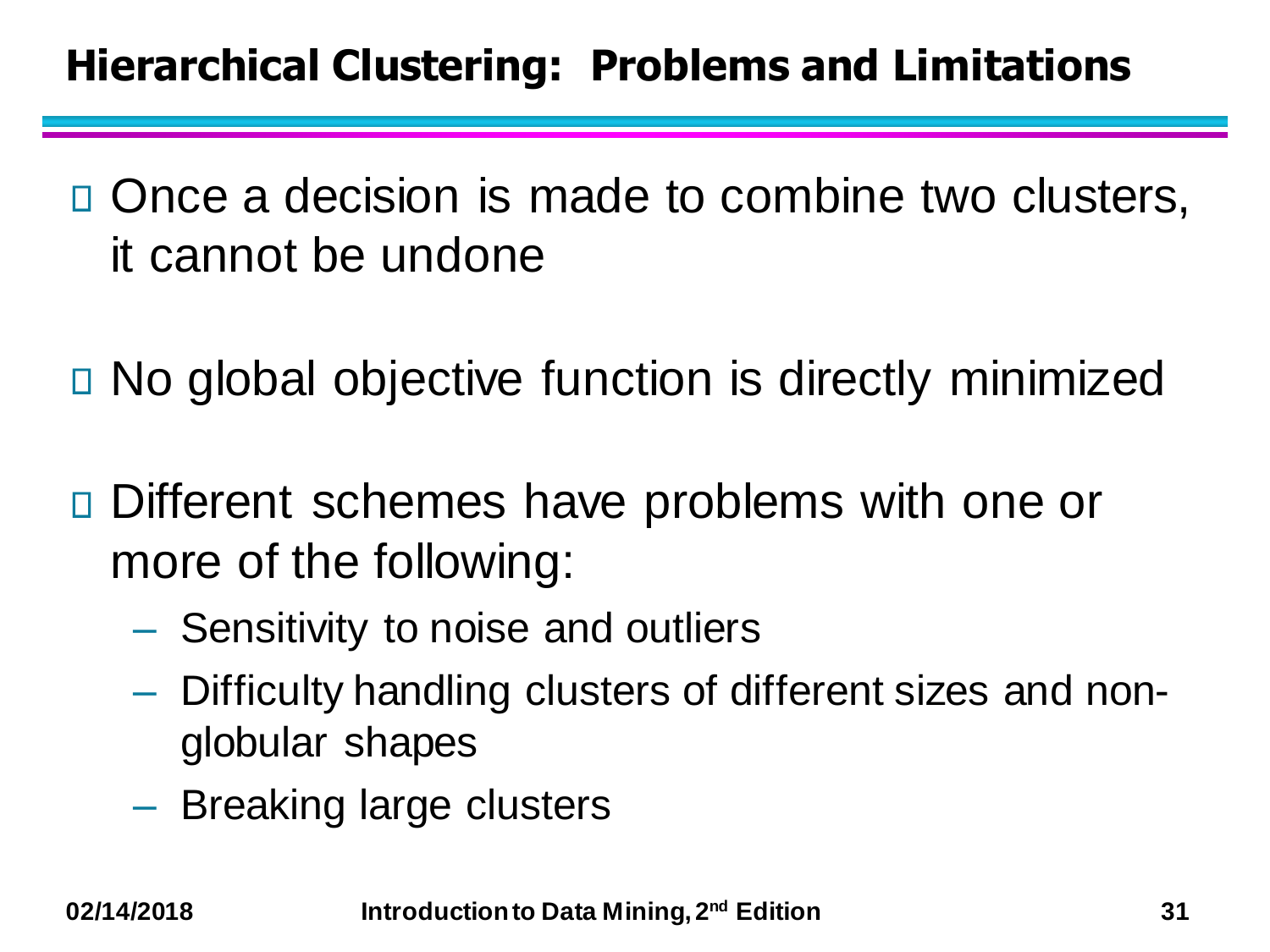# Hierarchical Clustering: Problems and Limitations

- Once a decision is made to combine two clusters, it cannot be undone

- No global objective function is directly minimized

- Different schemes have problems with one or more of the following:
  - Sensitivity to noise and outliers
  - Difficulty handling clusters of different sizes and non-globular shapes
  - Breaking large clusters